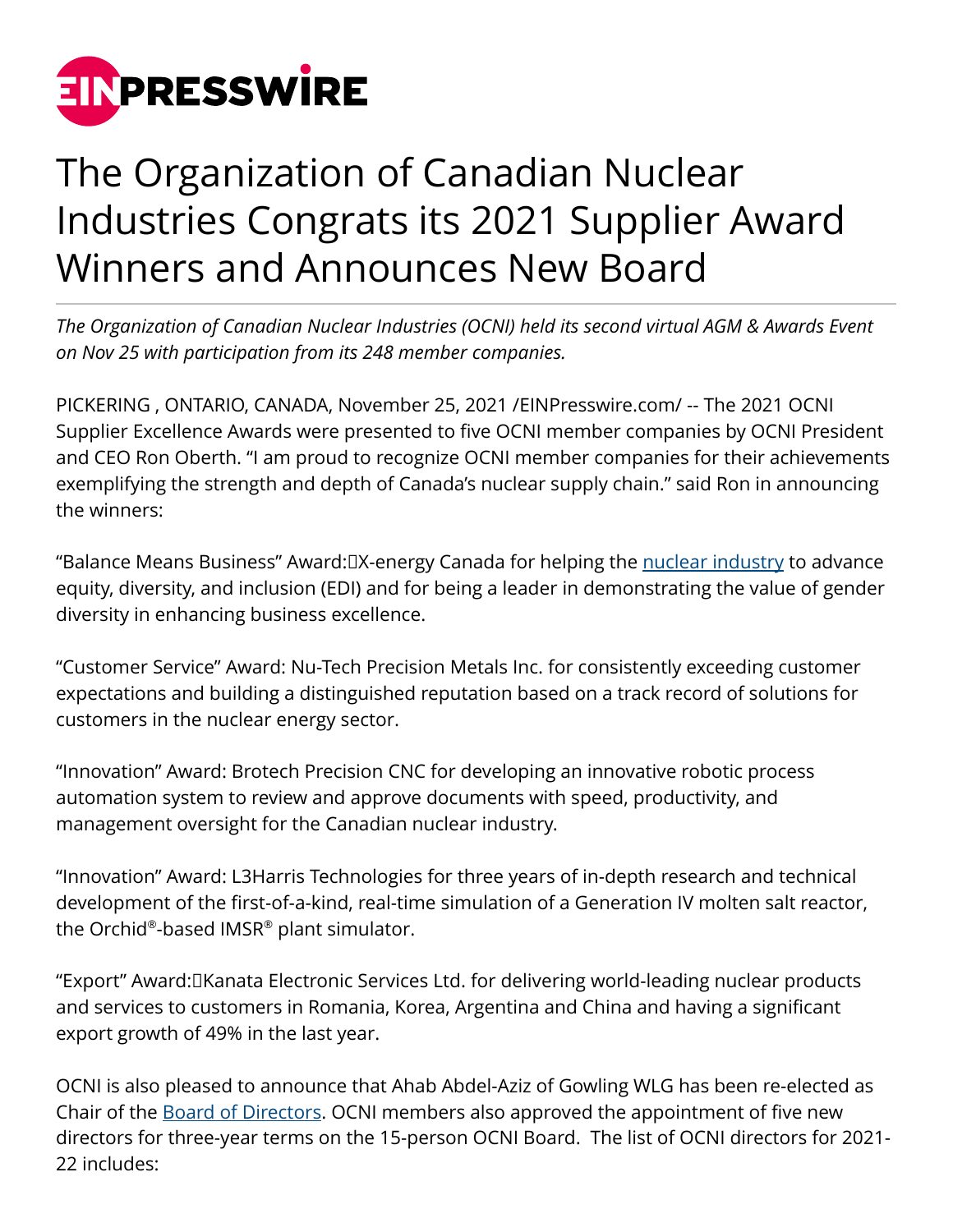# The Organization of Canadian Nuclear Industries Congrats its 2021 Supplier Award Winners and Announces New Board

*The Organization of Canadian Nuclear Industries (OCNI) held its second virtual AGM & Awards Event on Nov 25 with participation from its 248 member companies.*

PICKERING , ONTARIO, CANADA, November 25, 2021 /EINPresswire.com/ -- The 2021 OCNI Supplier Excellence Awards were presented to five OCNI member companies by OCNI President and CEO Ron Oberth. “I am proud to recognize OCNI member companies for their achievements exemplifying the strength and depth of Canada’s nuclear supply chain.” said Ron in announcing the winners:

“Balance Means Business” Award: X-energy Canada for helping the nuclear industry to advance equity, diversity, and inclusion (EDI) and for being a leader in demonstrating the value of gender diversity in enhancing business excellence.

“Customer Service” Award: Nu-Tech Precision Metals Inc. for consistently exceeding customer expectations and building a distinguished reputation based on a track record of solutions for customers in the nuclear energy sector.

“Innovation” Award: Brotech Precision CNC for developing an innovative robotic process automation system to review and approve documents with speed, productivity, and management oversight for the Canadian nuclear industry.

“Innovation” Award: L3Harris Technologies for three years of in-depth research and technical development of the first-of-a-kind, real-time simulation of a Generation IV molten salt reactor, the Orchid®-based IMSR® plant simulator.

“Export” Award: Kanata Electronic Services Ltd. for delivering world-leading nuclear products and services to customers in Romania, Korea, Argentina and China and having a significant export growth of 49% in the last year.

OCNI is also pleased to announce that Ahab Abdel-Aziz of Gowling WLG has been re-elected as Chair of the Board of Directors. OCNI members also approved the appointment of five new directors for three-year terms on the 15-person OCNI Board. The list of OCNI directors for 2021-22 includes: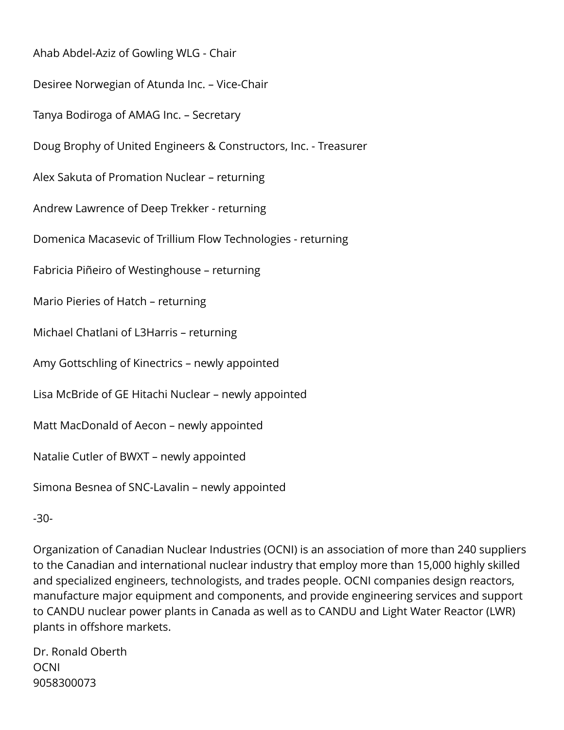Ahab Abdel-Aziz of Gowling WLG - Chair

Desiree Norwegian of Atunda Inc. – Vice-Chair

Tanya Bodiroga of AMAG Inc. – Secretary

Doug Brophy of United Engineers & Constructors, Inc. - Treasurer

Alex Sakuta of Promation Nuclear – returning

Andrew Lawrence of Deep Trekker - returning

Domenica Macasevic of Trillium Flow Technologies - returning

Fabricia Piñeiro of Westinghouse – returning

Mario Pieries of Hatch – returning

Michael Chatlani of L3Harris – returning

Amy Gottschling of Kinectrics – newly appointed

Lisa McBride of GE Hitachi Nuclear – newly appointed

Matt MacDonald of Aecon – newly appointed

Natalie Cutler of BWXT – newly appointed

Simona Besnea of SNC-Lavalin – newly appointed

-30-

Organization of Canadian Nuclear Industries (OCNI) is an association of more than 240 suppliers to the Canadian and international nuclear industry that employ more than 15,000 highly skilled and specialized engineers, technologists, and trades people. OCNI companies design reactors, manufacture major equipment and components, and provide engineering services and support to CANDU nuclear power plants in Canada as well as to CANDU and Light Water Reactor (LWR) plants in offshore markets.

Dr. Ronald Oberth
OCNI
9058300073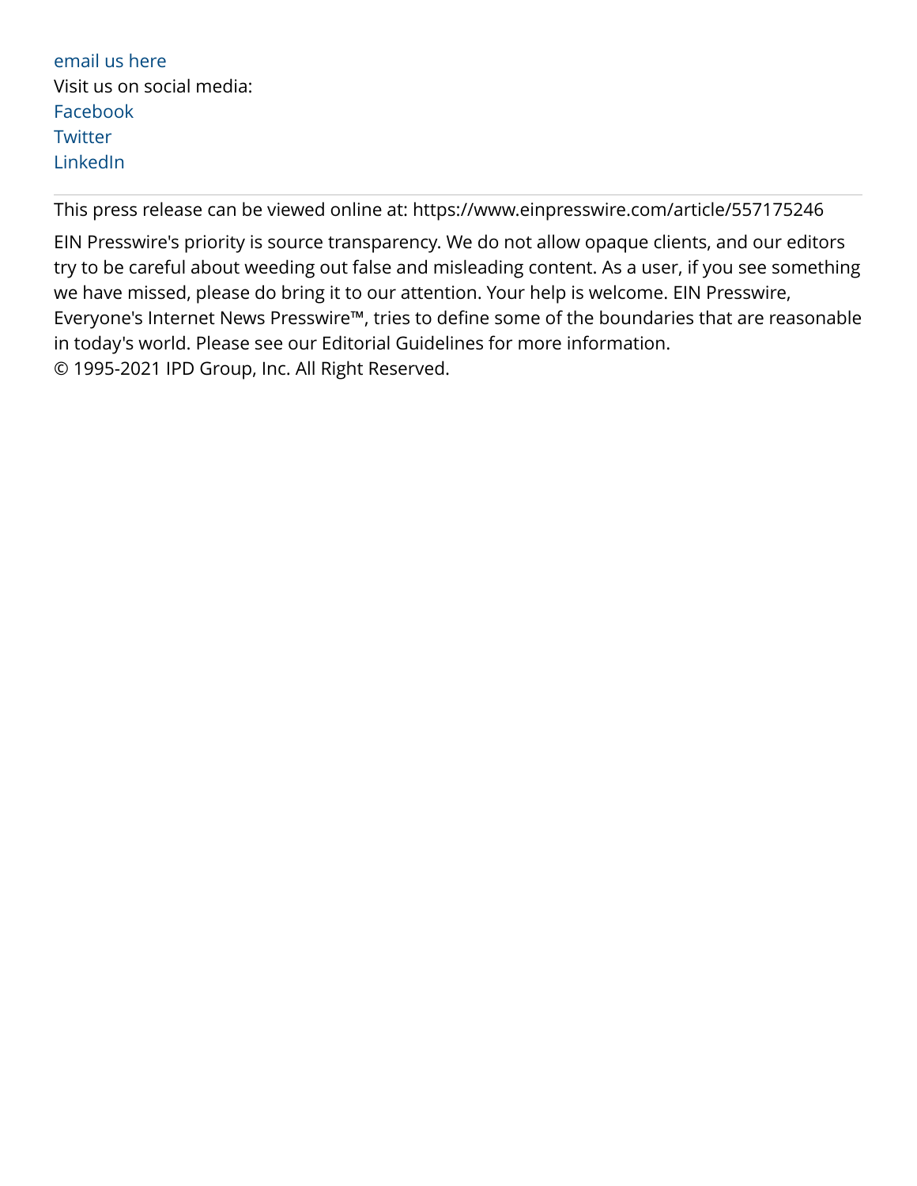email us here
Visit us on social media:
Facebook
Twitter
LinkedIn

---

This press release can be viewed online at: https://www.einpresswire.com/article/557175246

EIN Presswire's priority is source transparency. We do not allow opaque clients, and our editors try to be careful about weeding out false and misleading content. As a user, if you see something we have missed, please do bring it to our attention. Your help is welcome. EIN Presswire, Everyone's Internet News Presswire™, tries to define some of the boundaries that are reasonable in today's world. Please see our Editorial Guidelines for more information.
© 1995-2021 IPD Group, Inc. All Right Reserved.